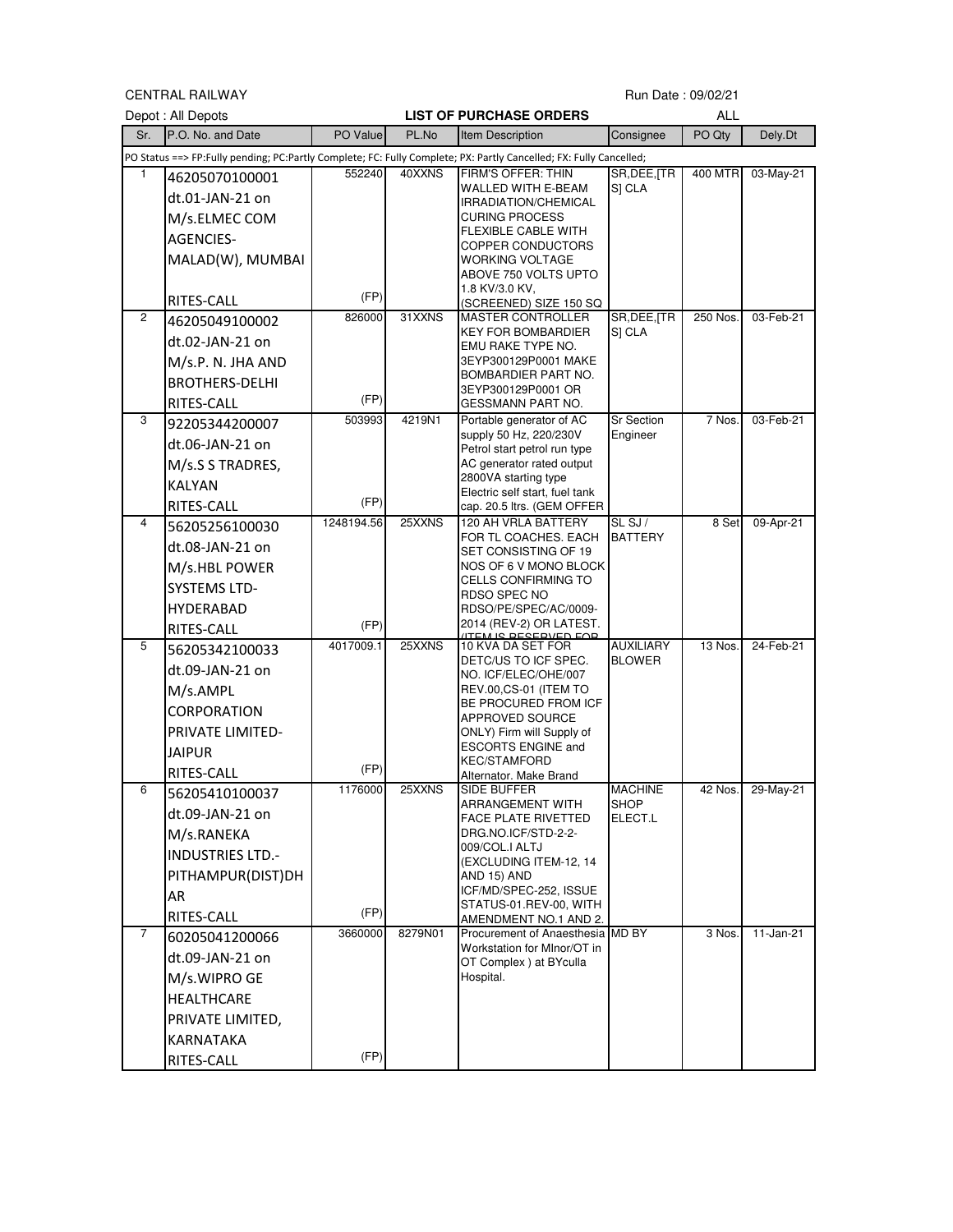CENTRAL RAILWAY

Run Date : 09/02/21

Depot : All Depots

**LIST OF PURCHASE ORDERS**

ALL

| Sr. | P.O. No. and Date | PO Value | PL.No | Item Description | Consignee | PO Qty | Dely.Dt |
|---|---|---|---|---|---|---|---|
| PO Status ==> FP:Fully pending; PC:Partly Complete; FC: Fully Complete; PX: Partly Cancelled; FX: Fully Cancelled; | | | | | | | |
| 1 | 46205070100001 dt.01-JAN-21 on M/s.ELMEC COM AGENCIES-MALAD(W), MUMBAI RITES-CALL | 552240 (FP) | 40XXNS | FIRM'S OFFER: THIN WALLED WITH E-BEAM IRRADIATION/CHEMICAL CURING PROCESS FLEXIBLE CABLE WITH COPPER CONDUCTORS WORKING VOLTAGE ABOVE 750 VOLTS UPTO 1.8 KV/3.0 KV, (SCREENED) SIZE 150 SQ | SR,DEE,[TRS] CLA | 400 MTR | 03-May-21 |
| 2 | 46205049100002 dt.02-JAN-21 on M/s.P. N. JHA AND BROTHERS-DELHI RITES-CALL | 826000 (FP) | 31XXNS | MASTER CONTROLLER KEY FOR BOMBARDIER EMU RAKE TYPE NO. 3EYP300129P0001 MAKE BOMBARDIER PART NO. 3EYP300129P0001 OR GESSMANN PART NO. | SR,DEE,[TRS] CLA | 250 Nos. | 03-Feb-21 |
| 3 | 92205344200007 dt.06-JAN-21 on M/s.S S TRADRES, KALYAN RITES-CALL | 503993 (FP) | 4219N1 | Portable generator of AC supply 50 Hz, 220/230V Petrol start petrol run type AC generator rated output 2800VA starting type Electric self start, fuel tank cap. 20.5 ltrs. (GEM OFFER | Sr Section Engineer | 7 Nos. | 03-Feb-21 |
| 4 | 56205256100030 dt.08-JAN-21 on M/s.HBL POWER SYSTEMS LTD-HYDERABAD RITES-CALL | 1248194.56 (FP) | 25XXNS | 120 AH VRLA BATTERY FOR TL COACHES. EACH SET CONSISTING OF 19 NOS OF 6 V MONO BLOCK CELLS CONFIRMING TO RDSO SPEC NO RDSO/PE/SPEC/AC/0009-2014 (REV-2) OR LATEST. (ITEM IS RESERVED FOR | SL SJ / BATTERY | 8 Set | 09-Apr-21 |
| 5 | 56205342100033 dt.09-JAN-21 on M/s.AMPL CORPORATION PRIVATE LIMITED-JAIPUR RITES-CALL | 4017009.1 (FP) | 25XXNS | 10 KVA DA SET FOR DETC/US TO ICF SPEC. NO. ICF/ELEC/OHE/007 REV.00,CS-01 (ITEM TO BE PROCURED FROM ICF APPROVED SOURCE ONLY) Firm will Supply of ESCORTS ENGINE and KEC/STAMFORD Alternator. Make Brand | AUXILIARY BLOWER | 13 Nos. | 24-Feb-21 |
| 6 | 56205410100037 dt.09-JAN-21 on M/s.RANEKA INDUSTRIES LTD.-PITHAMPUR(DIST)DHAR RITES-CALL | 1176000 (FP) | 25XXNS | SIDE BUFFER ARRANGEMENT WITH FACE PLATE RIVETTED DRG.NO.ICF/STD-2-2-009/COL.I ALTJ (EXCLUDING ITEM-12, 14 AND 15) AND ICF/MD/SPEC-252, ISSUE STATUS-01.REV-00, WITH AMENDMENT NO.1 AND 2. | MACHINE SHOP ELECT.L | 42 Nos. | 29-May-21 |
| 7 | 60205041200066 dt.09-JAN-21 on M/s.WIPRO GE HEALTHCARE PRIVATE LIMITED, KARNATAKA RITES-CALL | 3660000 (FP) | 8279N01 | Procurement of Anaesthesia Workstation for MInor/OT in OT Complex ) at BYculla Hospital. | MD BY | 3 Nos. | 11-Jan-21 |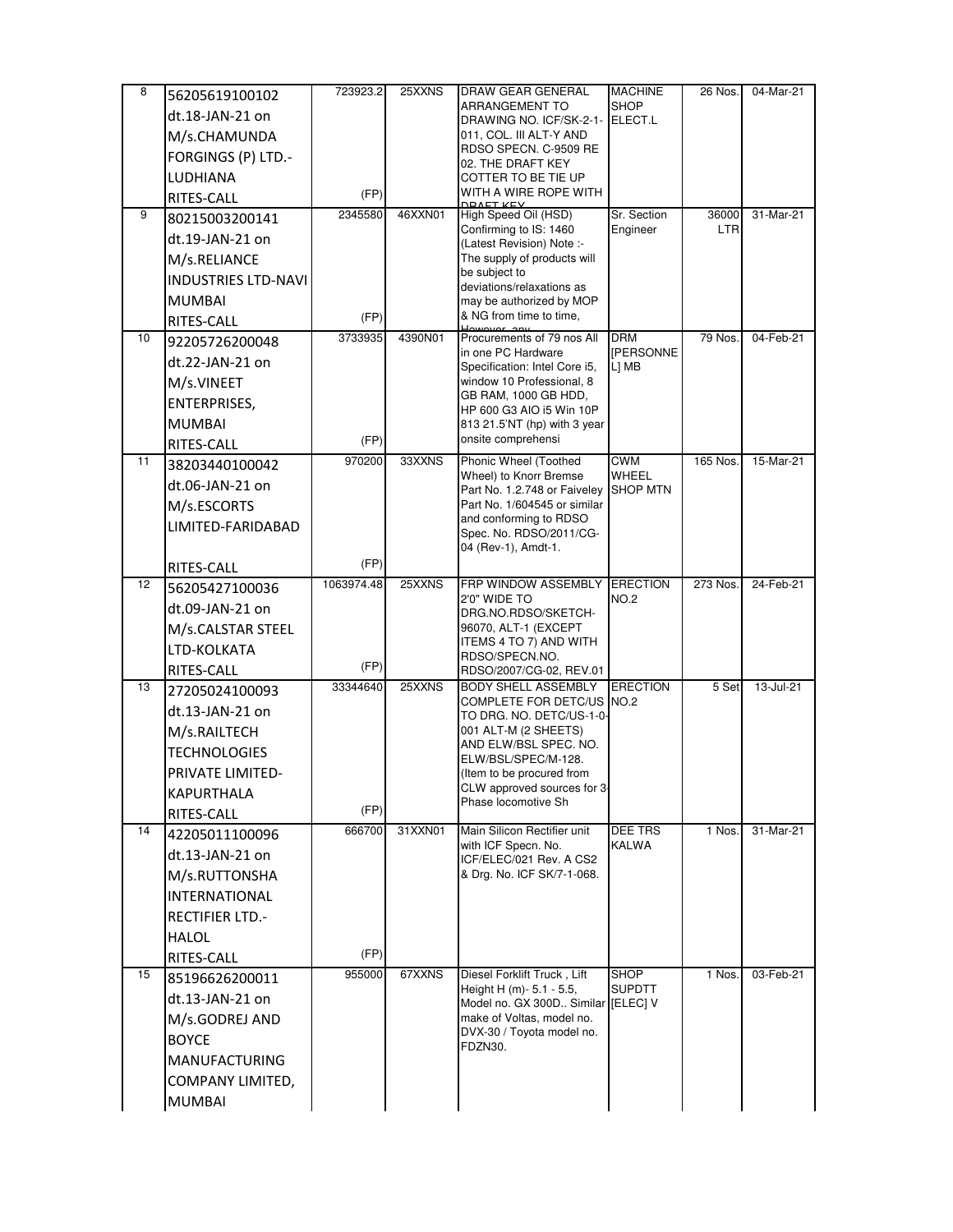| | | | | | | | |
|---|---|---|---|---|---|---|---|
| 8 | 56205619100102 dt.18-JAN-21 on M/s.CHAMUNDA FORGINGS (P) LTD.-LUDHIANA RITES-CALL | 723923.2 (FP) | 25XXNS | DRAW GEAR GENERAL ARRANGEMENT TO DRAWING NO. ICF/SK-2-1-011, COL. III ALT-Y AND RDSO SPECN. C-9509 RE 02. THE DRAFT KEY COTTER TO BE TIE UP WITH A WIRE ROPE WITH DRAFT KEY | MACHINE SHOP ELECT.L | 26 Nos. | 04-Mar-21 |
| 9 | 80215003200141 dt.19-JAN-21 on M/s.RELIANCE INDUSTRIES LTD-NAVI MUMBAI RITES-CALL | 2345580 (FP) | 46XXN01 | High Speed Oil (HSD) Confirming to IS: 1460 (Latest Revision) Note :- The supply of products will be subject to deviations/relaxations as may be authorized by MOP & NG from time to time, However, any | Sr. Section Engineer | 36000 LTR | 31-Mar-21 |
| 10 | 92205726200048 dt.22-JAN-21 on M/s.VINEET ENTERPRISES, MUMBAI RITES-CALL | 3733935 (FP) | 4390N01 | Procurements of 79 nos All in one PC Hardware Specification: Intel Core i5, window 10 Professional, 8 GB RAM, 1000 GB HDD, HP 600 G3 AIO i5 Win 10P 813 21.5'NT (hp) with 3 year onsite comprehensi | DRM [PERSONNEL] MB | 79 Nos. | 04-Feb-21 |
| 11 | 38203440100042 dt.06-JAN-21 on M/s.ESCORTS LIMITED-FARIDABAD RITES-CALL | 970200 (FP) | 33XXNS | Phonic Wheel (Toothed Wheel) to Knorr Bremse Part No. 1.2.748 or Faiveley Part No. 1/604545 or similar and conforming to RDSO Spec. No. RDSO/2011/CG-04 (Rev-1), Amdt-1. | CWM WHEEL SHOP MTN | 165 Nos. | 15-Mar-21 |
| 12 | 56205427100036 dt.09-JAN-21 on M/s.CALSTAR STEEL LTD-KOLKATA RITES-CALL | 1063974.48 (FP) | 25XXNS | FRP WINDOW ASSEMBLY 2'0" WIDE TO DRG.NO.RDSO/SKETCH-96070, ALT-1 (EXCEPT ITEMS 4 TO 7) AND WITH RDSO/SPECN.NO. RDSO/2007/CG-02, REV.01 | ERECTION NO.2 | 273 Nos. | 24-Feb-21 |
| 13 | 27205024100093 dt.13-JAN-21 on M/s.RAILTECH TECHNOLOGIES PRIVATE LIMITED-KAPURTHALA RITES-CALL | 33344640 (FP) | 25XXNS | BODY SHELL ASSEMBLY COMPLETE FOR DETC/US TO DRG. NO. DETC/US-1-0-001 ALT-M (2 SHEETS) AND ELW/BSL SPEC. NO. ELW/BSL/SPEC/M-128. (Item to be procured from CLW approved sources for 3-Phase locomotive Sh | ERECTION NO.2 | 5 Set | 13-Jul-21 |
| 14 | 42205011100096 dt.13-JAN-21 on M/s.RUTTONSHA INTERNATIONAL RECTIFIER LTD.-HALOL RITES-CALL | 666700 (FP) | 31XXN01 | Main Silicon Rectifier unit with ICF Specn. No. ICF/ELEC/021 Rev. A CS2 & Drg. No. ICF SK/7-1-068. | DEE TRS KALWA | 1 Nos. | 31-Mar-21 |
| 15 | 85196626200011 dt.13-JAN-21 on M/s.GODREJ AND BOYCE MANUFACTURING COMPANY LIMITED, MUMBAI | 955000 | 67XXNS | Diesel Forklift Truck , Lift Height H (m)- 5.1 - 5.5, Model no. GX 300D.. Similar make of Voltas, model no. DVX-30 / Toyota model no. FDZN30. | SHOP SUPDTT [ELEC] V | 1 Nos. | 03-Feb-21 |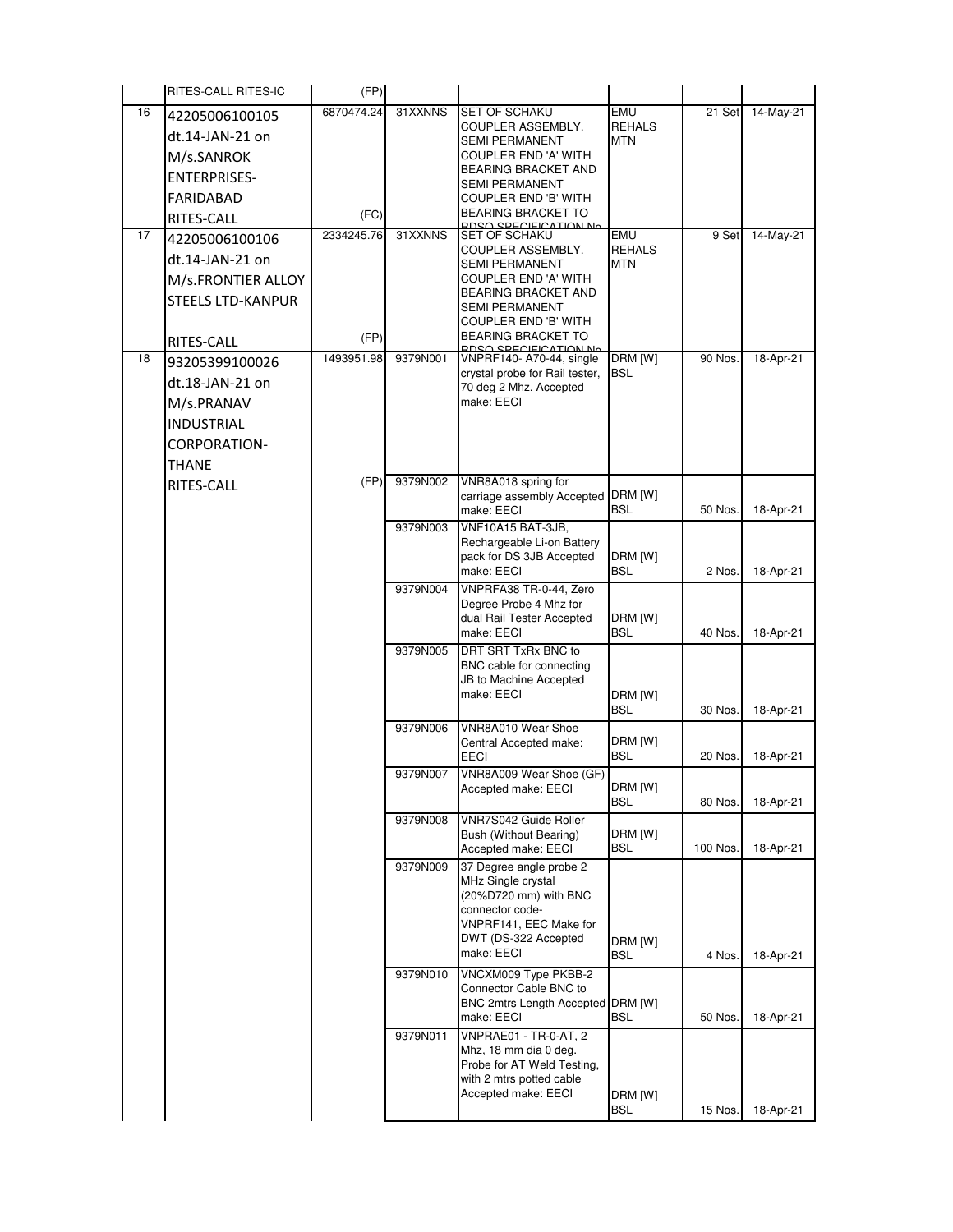| | RITES-CALL RITES-IC | (FP) | | | | | |
|---|---|---|---|---|---|---|---|
| 16 | 42205006100105 dt.14-JAN-21 on M/s.SANROK ENTERPRISES-FARIDABAD RITES-CALL | 6870474.24 (FC) | 31XXNNS | SET OF SCHAKU COUPLER ASSEMBLY. SEMI PERMANENT COUPLER END 'A' WITH BEARING BRACKET AND SEMI PERMANENT COUPLER END 'B' WITH BEARING BRACKET TO RDSO SPECIFICATION No | EMU REHALS MTN | 21 Set | 14-May-21 |
| 17 | 42205006100106 dt.14-JAN-21 on M/s.FRONTIER ALLOY STEELS LTD-KANPUR RITES-CALL | 2334245.76 (FP) | 31XXNNS | SET OF SCHAKU COUPLER ASSEMBLY. SEMI PERMANENT COUPLER END 'A' WITH BEARING BRACKET AND SEMI PERMANENT COUPLER END 'B' WITH BEARING BRACKET TO RDSO SPECIFICATION No | EMU REHALS MTN | 9 Set | 14-May-21 |
| 18 | 93205399100026 dt.18-JAN-21 on M/s.PRANAV INDUSTRIAL CORPORATION-THANE RITES-CALL | 1493951.98 (FP) | 9379N001 | VNPRF140- A70-44, single crystal probe for Rail tester, 70 deg 2 Mhz. Accepted make: EECI | DRM [W] BSL | 90 Nos. | 18-Apr-21 |
| | | | 9379N002 | VNR8A018 spring for carriage assembly Accepted make: EECI | DRM [W] BSL | 50 Nos. | 18-Apr-21 |
| | | | 9379N003 | VNF10A15 BAT-3JB, Rechargeable Li-on Battery pack for DS 3JB Accepted make: EECI | DRM [W] BSL | 2 Nos. | 18-Apr-21 |
| | | | 9379N004 | VNPRFA38 TR-0-44, Zero Degree Probe 4 Mhz for dual Rail Tester Accepted make: EECI | DRM [W] BSL | 40 Nos. | 18-Apr-21 |
| | | | 9379N005 | DRT SRT TxRx BNC to BNC cable for connecting JB to Machine Accepted make: EECI | DRM [W] BSL | 30 Nos. | 18-Apr-21 |
| | | | 9379N006 | VNR8A010 Wear Shoe Central Accepted make: EECI | DRM [W] BSL | 20 Nos. | 18-Apr-21 |
| | | | 9379N007 | VNR8A009 Wear Shoe (GF) Accepted make: EECI | DRM [W] BSL | 80 Nos. | 18-Apr-21 |
| | | | 9379N008 | VNR7S042 Guide Roller Bush (Without Bearing) Accepted make: EECI | DRM [W] BSL | 100 Nos. | 18-Apr-21 |
| | | | 9379N009 | 37 Degree angle probe 2 MHz Single crystal (20%D720 mm) with BNC connector code-VNPRF141, EEC Make for DWT (DS-322 Accepted make: EECI | DRM [W] BSL | 4 Nos. | 18-Apr-21 |
| | | | 9379N010 | VNCXM009 Type PKBB-2 Connector Cable BNC to BNC 2mtrs Length Accepted make: EECI | DRM [W] BSL | 50 Nos. | 18-Apr-21 |
| | | | 9379N011 | VNPRAE01 - TR-0-AT, 2 Mhz, 18 mm dia 0 deg. Probe for AT Weld Testing, with 2 mtrs potted cable Accepted make: EECI | DRM [W] BSL | 15 Nos. | 18-Apr-21 |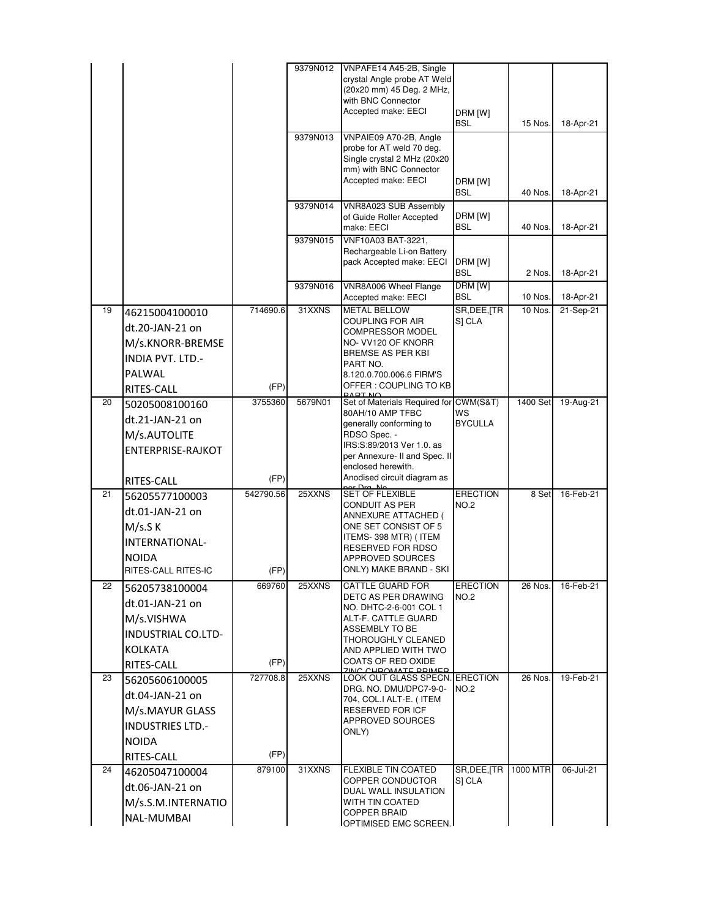| | | | | | | | |
|---|---|---|---|---|---|---|---|
| | | | 9379N012 | VNPAFE14 A45-2B, Single crystal Angle probe AT Weld (20x20 mm) 45 Deg. 2 MHz, with BNC Connector Accepted make: EECI | DRM [W] BSL | 15 Nos. | 18-Apr-21 |
| | | | 9379N013 | VNPAIE09 A70-2B, Angle probe for AT weld 70 deg. Single crystal 2 MHz (20x20 mm) with BNC Connector Accepted make: EECI | DRM [W] BSL | 40 Nos. | 18-Apr-21 |
| | | | 9379N014 | VNR8A023 SUB Assembly of Guide Roller Accepted make: EECI | DRM [W] BSL | 40 Nos. | 18-Apr-21 |
| | | | 9379N015 | VNF10A03 BAT-3221, Rechargeable Li-on Battery pack Accepted make: EECI | DRM [W] BSL | 2 Nos. | 18-Apr-21 |
| | | | 9379N016 | VNR8A006 Wheel Flange Accepted make: EECI | DRM [W] BSL | 10 Nos. | 18-Apr-21 |
| 19 | 46215004100010 dt.20-JAN-21 on M/s.KNORR-BREMSE INDIA PVT. LTD.-PALWAL RITES-CALL | 714690.6 (FP) | 31XXNS | METAL BELLOW COUPLING FOR AIR COMPRESSOR MODEL NO- VV120 OF KNORR BREMSE AS PER KBI PART NO. 8.120.0.700.006.6 FIRM'S OFFER : COUPLING TO KB PART NO | SR,DEE,[TRS] CLA | 10 Nos. | 21-Sep-21 |
| 20 | 50205008100160 dt.21-JAN-21 on M/s.AUTOLITE ENTERPRISE-RAJKOT RITES-CALL | 3755360 (FP) | 5679N01 | Set of Materials Required for 80AH/10 AMP TFBC generally conforming to RDSO Spec. - IRS:S:89/2013 Ver 1.0. as per Annexure- II and Spec. II enclosed herewith. Anodised circuit diagram as per Drg. No | CWM(S&T) WS BYCULLA | 1400 Set | 19-Aug-21 |
| 21 | 56205577100003 dt.01-JAN-21 on M/s.S K INTERNATIONAL-NOIDA RITES-CALL RITES-IC | 542790.56 (FP) | 25XXNS | SET OF FLEXIBLE CONDUIT AS PER ANNEXURE ATTACHED ( ONE SET CONSIST OF 5 ITEMS- 398 MTR) ( ITEM RESERVED FOR RDSO APPROVED SOURCES ONLY) MAKE BRAND - SKI | ERECTION NO.2 | 8 Set | 16-Feb-21 |
| 22 | 56205738100004 dt.01-JAN-21 on M/s.VISHWA INDUSTRIAL CO.LTD-KOLKATA RITES-CALL | 669760 (FP) | 25XXNS | CATTLE GUARD FOR DETC AS PER DRAWING NO. DHTC-2-6-001 COL 1 ALT-F. CATTLE GUARD ASSEMBLY TO BE THOROUGHLY CLEANED AND APPLIED WITH TWO COATS OF RED OXIDE ZINC CHROMATE PRIMER | ERECTION NO.2 | 26 Nos. | 16-Feb-21 |
| 23 | 56205606100005 dt.04-JAN-21 on M/s.MAYUR GLASS INDUSTRIES LTD.-NOIDA RITES-CALL | 727708.8 (FP) | 25XXNS | LOOK OUT GLASS SPECN. DRG. NO. DMU/DPC7-9-0-704, COL.I ALT-E. ( ITEM RESERVED FOR ICF APPROVED SOURCES ONLY) | ERECTION NO.2 | 26 Nos. | 19-Feb-21 |
| 24 | 46205047100004 dt.06-JAN-21 on M/s.S.M.INTERNATIONAL-MUMBAI | 879100 | 31XXNS | FLEXIBLE TIN COATED COPPER CONDUCTOR DUAL WALL INSULATION WITH TIN COATED COPPER BRAID OPTIMISED EMC SCREEN. | SR,DEE,[TRS] CLA | 1000 MTR | 06-Jul-21 |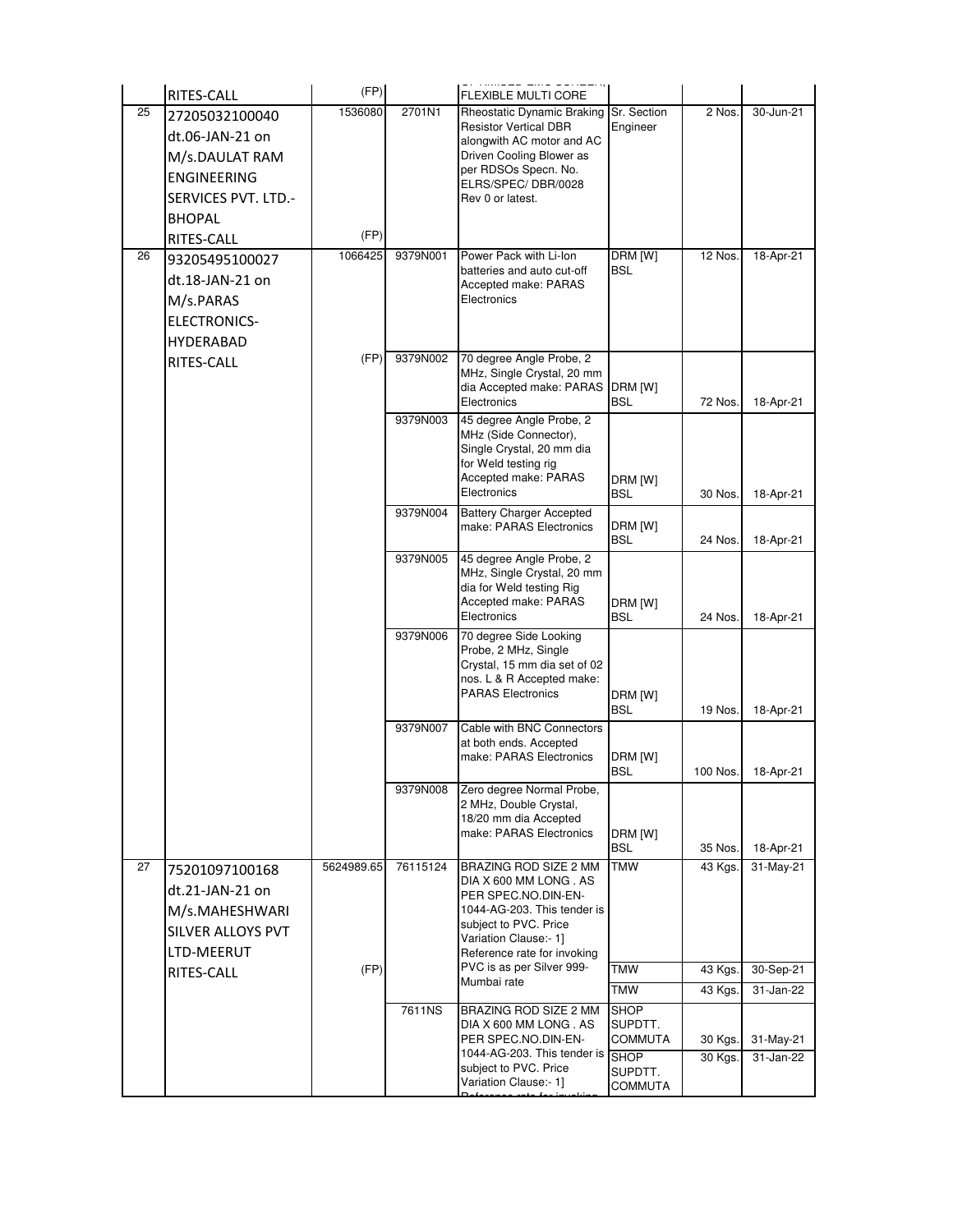| | | | | | | | |
|---|---|---|---|---|---|---|---|
| | RITES-CALL | (FP) | | FLEXIBLE MULTI CORE | | | |
| 25 | 27205032100040 dt.06-JAN-21 on M/s.DAULAT RAM ENGINEERING SERVICES PVT. LTD.-BHOPAL RITES-CALL | 1536080 (FP) | 2701N1 | Rheostatic Dynamic Braking Resistor Vertical DBR alongwith AC motor and AC Driven Cooling Blower as per RDSOs Specn. No. ELRS/SPEC/ DBR/0028 Rev 0 or latest. | Sr. Section Engineer | 2 Nos. | 30-Jun-21 |
| 26 | 93205495100027 dt.18-JAN-21 on M/s.PARAS ELECTRONICS-HYDERABAD RITES-CALL | 1066425 (FP) | 9379N001 | Power Pack with Li-Ion batteries and auto cut-off Accepted make: PARAS Electronics | DRM [W] BSL | 12 Nos. | 18-Apr-21 |
| | | | 9379N002 | 70 degree Angle Probe, 2 MHz, Single Crystal, 20 mm dia Accepted make: PARAS Electronics | DRM [W] BSL | 72 Nos. | 18-Apr-21 |
| | | | 9379N003 | 45 degree Angle Probe, 2 MHz (Side Connector), Single Crystal, 20 mm dia for Weld testing rig Accepted make: PARAS Electronics | DRM [W] BSL | 30 Nos. | 18-Apr-21 |
| | | | 9379N004 | Battery Charger Accepted make: PARAS Electronics | DRM [W] BSL | 24 Nos. | 18-Apr-21 |
| | | | 9379N005 | 45 degree Angle Probe, 2 MHz, Single Crystal, 20 mm dia for Weld testing Rig Accepted make: PARAS Electronics | DRM [W] BSL | 24 Nos. | 18-Apr-21 |
| | | | 9379N006 | 70 degree Side Looking Probe, 2 MHz, Single Crystal, 15 mm dia set of 02 nos. L & R Accepted make: PARAS Electronics | DRM [W] BSL | 19 Nos. | 18-Apr-21 |
| | | | 9379N007 | Cable with BNC Connectors at both ends. Accepted make: PARAS Electronics | DRM [W] BSL | 100 Nos. | 18-Apr-21 |
| | | | 9379N008 | Zero degree Normal Probe, 2 MHz, Double Crystal, 18/20 mm dia Accepted make: PARAS Electronics | DRM [W] BSL | 35 Nos. | 18-Apr-21 |
| 27 | 75201097100168 dt.21-JAN-21 on M/s.MAHESHWARI SILVER ALLOYS PVT LTD-MEERUT RITES-CALL | 5624989.65 (FP) | 76115124 | BRAZING ROD SIZE 2 MM DIA X 600 MM LONG . AS PER SPEC.NO.DIN-EN-1044-AG-203. This tender is subject to PVC. Price Variation Clause:- 1] Reference rate for invoking PVC is as per Silver 999-Mumbai rate | TMW | 43 Kgs. | 31-May-21 |
| | | | | | TMW | 43 Kgs. | 30-Sep-21 |
| | | | | | TMW | 43 Kgs. | 31-Jan-22 |
| | | | 7611NS | BRAZING ROD SIZE 2 MM DIA X 600 MM LONG . AS PER SPEC.NO.DIN-EN-1044-AG-203. This tender is subject to PVC. Price Variation Clause:- 1] | SHOP SUPDTT. COMMUTA | 30 Kgs. | 31-May-21 |
| | | | | | SHOP SUPDTT. COMMUTA | 30 Kgs. | 31-Jan-22 |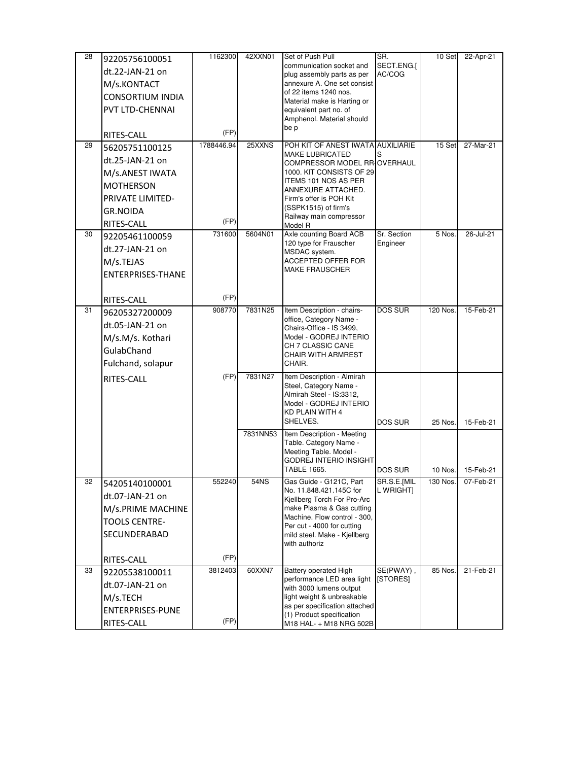| 28 | 92205756100051 dt.22-JAN-21 on M/s.KONTACT CONSORTIUM INDIA PVT LTD-CHENNAI RITES-CALL | 1162300 (FP) | 42XXN01 | Set of Push Pull communication socket and plug assembly parts as per annexure A. One set consist of 22 items 1240 nos. Material make is Harting or equivalent part no. of Amphenol. Material should be p | SR. SECT.ENG.[AC/COG | 10 Set | 22-Apr-21 |
|---|---|---|---|---|---|---|---|
| 29 | 56205751100125 dt.25-JAN-21 on M/s.ANEST IWATA MOTHERSON PRIVATE LIMITED-GR.NOIDA RITES-CALL | 1788446.94 (FP) | 25XXNS | POH KIT OF ANEST IWATA MAKE LUBRICATED COMPRESSOR MODEL RR-1000. KIT CONSISTS OF 29 ITEMS 101 NOS AS PER ANNEXURE ATTACHED. Firm's offer is POH Kit (SSPK1515) of firm's Railway main compressor Model R | AUXILIARIES OVERHAUL | 15 Set | 27-Mar-21 |
| 30 | 92205461100059 dt.27-JAN-21 on M/s.TEJAS ENTERPRISES-THANE RITES-CALL | 731600 (FP) | 5604N01 | Axle counting Board ACB 120 type for Frauscher MSDAC system. ACCEPTED OFFER FOR MAKE FRAUSCHER | Sr. Section Engineer | 5 Nos. | 26-Jul-21 |
| 31 | 96205327200009 dt.05-JAN-21 on M/s.M/s. Kothari GulabChand Fulchand, solapur RITES-CALL | 908770 (FP) | 7831N25 | Item Description - chairs-office, Category Name - Chairs-Office - IS 3499, Model - GODREJ INTERIO CH 7 CLASSIC CANE CHAIR WITH ARMREST CHAIR. | DOS SUR | 120 Nos. | 15-Feb-21 |
| | | | 7831N27 | Item Description - Almirah Steel, Category Name - Almirah Steel - IS:3312, Model - GODREJ INTERIO KD PLAIN WITH 4 SHELVES. | DOS SUR | 25 Nos. | 15-Feb-21 |
| | | | 7831NN53 | Item Description - Meeting Table. Category Name - Meeting Table. Model - GODREJ INTERIO INSIGHT TABLE 1665. | DOS SUR | 10 Nos. | 15-Feb-21 |
| 32 | 54205140100001 dt.07-JAN-21 on M/s.PRIME MACHINE TOOLS CENTRE-SECUNDERABAD RITES-CALL | 552240 (FP) | 54NS | Gas Guide - G121C, Part No. 11.848.421.145C for Kjellberg Torch For Pro-Arc make Plasma & Gas cutting Machine. Flow control - 300, Per cut - 4000 for cutting mild steel. Make - Kjellberg with authoriz | SR.S.E.[MILL WRIGHT] | 130 Nos. | 07-Feb-21 |
| 33 | 92205538100011 dt.07-JAN-21 on M/s.TECH ENTERPRISES-PUNE RITES-CALL | 3812403 (FP) | 60XXN7 | Battery operated High performance LED area light with 3000 lumens output light weight & unbreakable as per specification attached (1) Product specification M18 HAL- + M18 NRG 502B | SE(PWAY), [STORES] | 85 Nos. | 21-Feb-21 |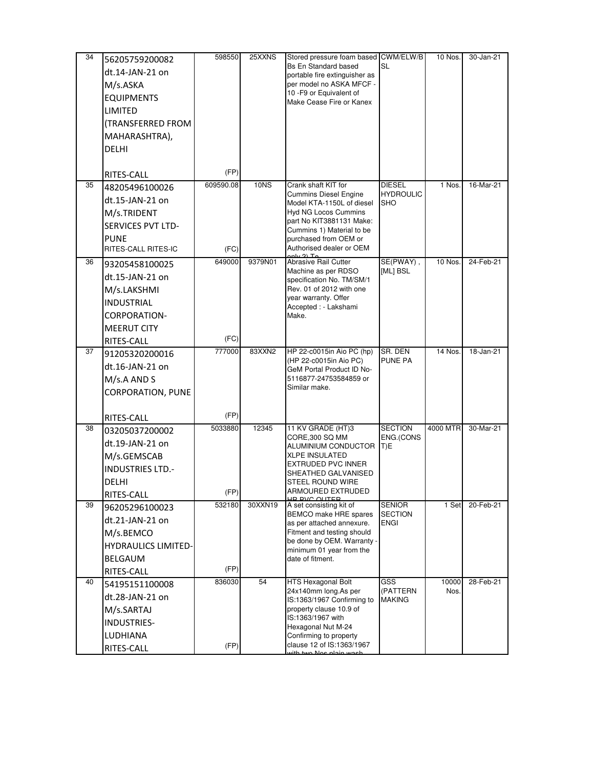| 34 | 56205759200082 dt.14-JAN-21 on M/s.ASKA EQUIPMENTS LIMITED (TRANSFERRED FROM MAHARASHTRA), DELHI RITES-CALL | 598550 (FP) | 25XXNS | Stored pressure foam based Bs En Standard based portable fire extinguisher as per model no ASKA MFCF - 10 -F9 or Equivalent of Make Cease Fire or Kanex | CWM/ELW/BSL | 10 Nos. | 30-Jan-21 |
|---|---|---|---|---|---|---|---|
| 35 | 48205496100026 dt.15-JAN-21 on M/s.TRIDENT SERVICES PVT LTD-PUNE RITES-CALL RITES-IC | 609590.08 (FC) | 10NS | Crank shaft KIT for Cummins Diesel Engine Model KTA-1150L of diesel Hyd NG Locos Cummins part No KIT3881131 Make: Cummins 1) Material to be purchased from OEM or Authorised dealer or OEM only 2) To | DIESEL HYDROULIC SHO | 1 Nos. | 16-Mar-21 |
| 36 | 93205458100025 dt.15-JAN-21 on M/s.LAKSHMI INDUSTRIAL CORPORATION-MEERUT CITY RITES-CALL | 649000 (FC) | 9379N01 | Abrasive Rail Cutter Machine as per RDSO specification No. TM/SM/1 Rev. 01 of 2012 with one year warranty. Offer Accepted : - Lakshami Make. | SE(PWAY), [ML] BSL | 10 Nos. | 24-Feb-21 |
| 37 | 91205320200016 dt.16-JAN-21 on M/s.A AND S CORPORATION, PUNE RITES-CALL | 777000 (FP) | 83XXN2 | HP 22-c0015in Aio PC (hp) (HP 22-c0015in Aio PC) GeM Portal Product ID No-5116877-24753584859 or Similar make. | SR. DEN PUNE PA | 14 Nos. | 18-Jan-21 |
| 38 | 03205037200002 dt.19-JAN-21 on M/s.GEMSCAB INDUSTRIES LTD.-DELHI RITES-CALL | 5033880 (FP) | 12345 | 11 KV GRADE (HT)3 CORE,300 SQ MM ALUMINIUM CONDUCTOR XLPE INSULATED EXTRUDED PVC INNER SHEATHED GALVANISED STEEL ROUND WIRE ARMOURED EXTRUDED HR PVC OUTER | SECTION ENG.(CONST)E | 4000 MTR | 30-Mar-21 |
| 39 | 96205296100023 dt.21-JAN-21 on M/s.BEMCO HYDRAULICS LIMITED-BELGAUM RITES-CALL | 532180 (FP) | 30XXN19 | A set consisting kit of BEMCO make HRE spares as per attached annexure. Fitment and testing should be done by OEM. Warranty - minimum 01 year from the date of fitment. | SENIOR SECTION ENGI | 1 Set | 20-Feb-21 |
| 40 | 54195151100008 dt.28-JAN-21 on M/s.SARTAJ INDUSTRIES-LUDHIANA RITES-CALL | 836030 (FP) | 54 | HTS Hexagonal Bolt 24x140mm long.As per IS:1363/1967 Confirming to property clause 10.9 of IS:1363/1967 with Hexagonal Nut M-24 Confirming to property clause 12 of IS:1363/1967 with two Nos plain wash | GSS (PATTERN MAKING | 10000 Nos. | 28-Feb-21 |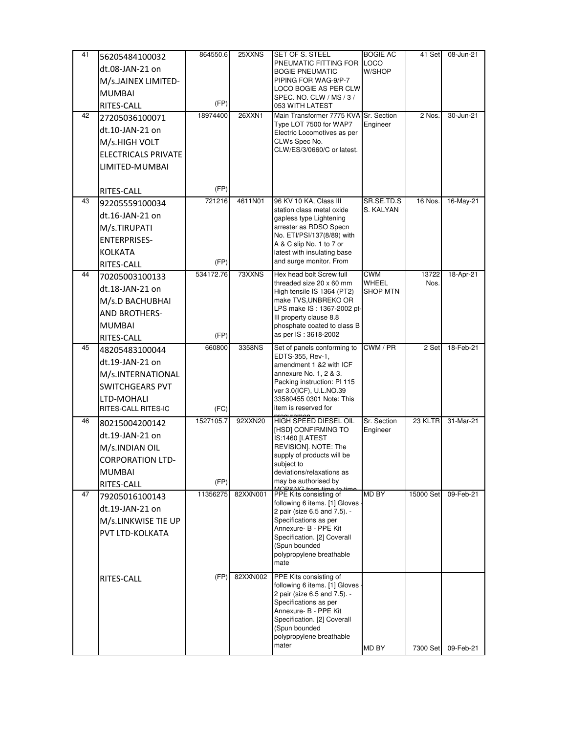| | | | | | | | |
|---|---|---|---|---|---|---|---|
| 41 | 56205484100032 dt.08-JAN-21 on M/s.JAINEX LIMITED-MUMBAI RITES-CALL | 864550.6 (FP) | 25XXNS | SET OF S. STEEL PNEUMATIC FITTING FOR BOGIE PNEUMATIC PIPING FOR WAG-9/P-7 LOCO BOGIE AS PER CLW SPEC. NO. CLW / MS / 3 / 053 WITH LATEST | BOGIE AC LOCO W/SHOP | 41 Set | 08-Jun-21 |
| 42 | 27205036100071 dt.10-JAN-21 on M/s.HIGH VOLT ELECTRICALS PRIVATE LIMITED-MUMBAI RITES-CALL | 18974400 (FP) | 26XXN1 | Main Transformer 7775 KVA Type LOT 7500 for WAP7 Electric Locomotives as per CLWs Spec No. CLW/ES/3/0660/C or latest. | Sr. Section Engineer | 2 Nos. | 30-Jun-21 |
| 43 | 92205559100034 dt.16-JAN-21 on M/s.TIRUPATI ENTERPRISES-KOLKATA RITES-CALL | 721216 (FP) | 4611N01 | 96 KV 10 KA, Class III station class metal oxide gapless type Lightening arrester as RDSO Specn No. ETI/PSI/137(8/89) with A & C slip No. 1 to 7 or latest with insulating base and surge monitor. From | SR.SE.TD.S S. KALYAN | 16 Nos. | 16-May-21 |
| 44 | 70205003100133 dt.18-JAN-21 on M/s.D BACHUBHAI AND BROTHERS-MUMBAI RITES-CALL | 534172.76 (FP) | 73XXNS | Hex head bolt Screw full threaded size 20 x 60 mm High tensile IS 1364 (PT2) make TVS,UNBREKO OR LPS make IS : 1367-2002 pt-III property clause 8.8 phosphate coated to class B as per IS : 3618-2002 | CWM WHEEL SHOP MTN | 13722 Nos. | 18-Apr-21 |
| 45 | 48205483100044 dt.19-JAN-21 on M/s.INTERNATIONAL SWITCHGEARS PVT LTD-MOHALI RITES-CALL RITES-IC | 660800 (FC) | 3358NS | Set of panels conforming to EDTS-355, Rev-1, amendment 1 &2 with ICF annexure No. 1, 2 & 3. Packing instruction: PI 115 ver 3.0(ICF), U.L.NO.39 33580455 0301 Note: This item is reserved for procuremen | CWM / PR | 2 Set | 18-Feb-21 |
| 46 | 80215004200142 dt.19-JAN-21 on M/s.INDIAN OIL CORPORATION LTD-MUMBAI RITES-CALL | 1527105.7 (FP) | 92XXN20 | HIGH SPEED DIESEL OIL [HSD] CONFIRMING TO IS:1460 [LATEST REVISION]. NOTE: The supply of products will be subject to deviations/relaxations as may be authorised by MOP&NG from time to time | Sr. Section Engineer | 23 KLTR | 31-Mar-21 |
| 47 | 79205016100143 dt.19-JAN-21 on M/s.LINKWISE TIE UP PVT LTD-KOLKATA RITES-CALL | 11356275 (FP) | 82XXN001 | PPE Kits consisting of following 6 items. [1] Gloves - 2 pair (size 6.5 and 7.5). - Specifications as per Annexure- B - PPE Kit Specification. [2] Coverall (Spun bounded polypropylene breathable mate | MD BY | 15000 Set | 09-Feb-21 |
| | | | 82XXN002 | PPE Kits consisting of following 6 items. [1] Gloves - 2 pair (size 6.5 and 7.5). - Specifications as per Annexure- B - PPE Kit Specification. [2] Coverall (Spun bounded polypropylene breathable mater | MD BY | 7300 Set | 09-Feb-21 |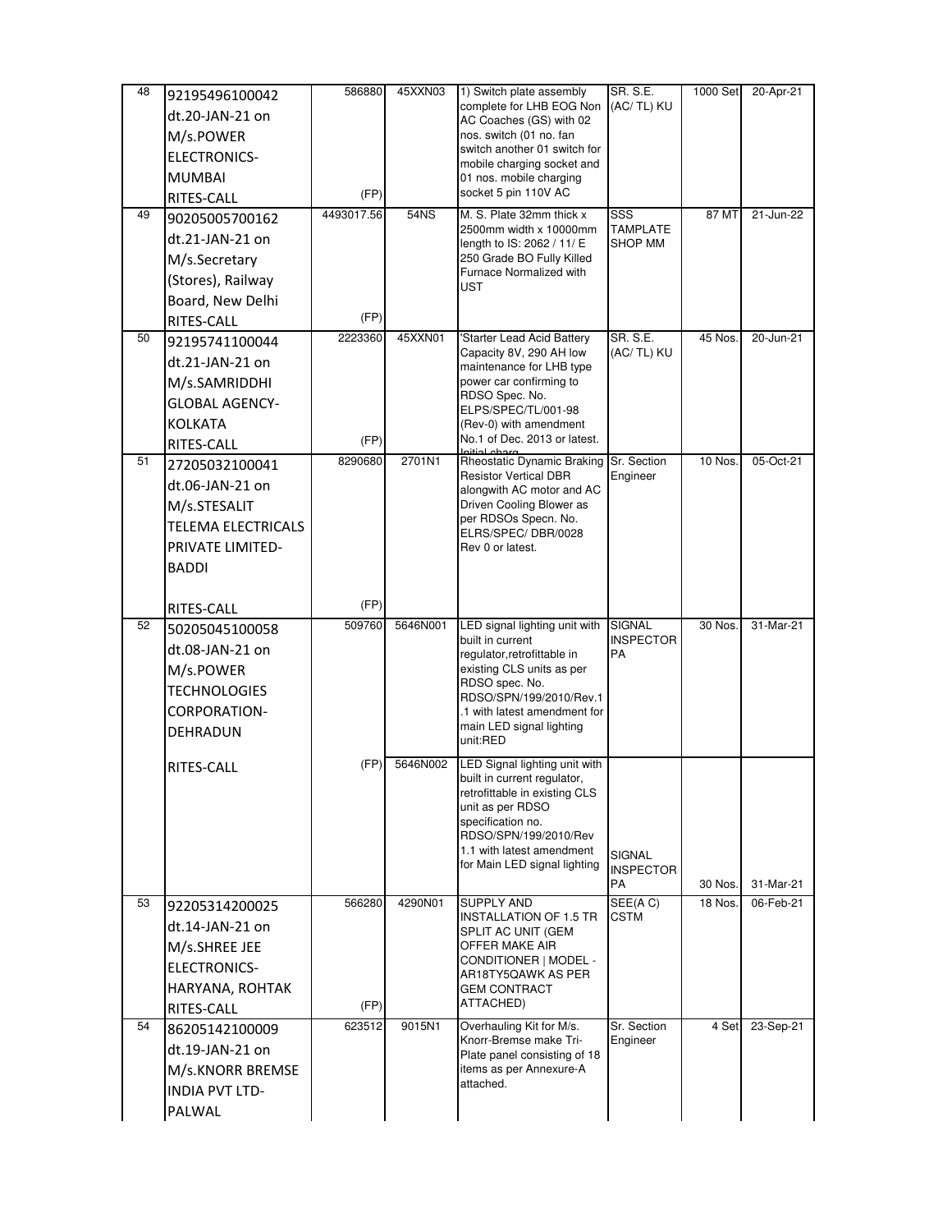| 48 | 92195496100042 dt.20-JAN-21 on M/s.POWER ELECTRONICS-MUMBAI RITES-CALL | 586880 (FP) | 45XXN03 | 1) Switch plate assembly complete for LHB EOG Non AC Coaches (GS) with 02 nos. switch (01 no. fan switch another 01 switch for mobile charging socket and 01 nos. mobile charging socket 5 pin 110V AC | SR. S.E. (AC/ TL) KU | 1000 Set | 20-Apr-21 |
|---|---|---|---|---|---|---|---|
| 49 | 90205005700162 dt.21-JAN-21 on M/s.Secretary (Stores), Railway Board, New Delhi RITES-CALL | 4493017.56 (FP) | 54NS | M. S. Plate 32mm thick x 2500mm width x 10000mm length to IS: 2062 / 11/ E 250 Grade BO Fully Killed Furnace Normalized with UST | SSS TAMPLATE SHOP MM | 87 MT | 21-Jun-22 |
| 50 | 92195741100044 dt.21-JAN-21 on M/s.SAMRIDDHI GLOBAL AGENCY-KOLKATA RITES-CALL | 2223360 (FP) | 45XXN01 | 'Starter Lead Acid Battery Capacity 8V, 290 AH low maintenance for LHB type power car confirming to RDSO Spec. No. ELPS/SPEC/TL/001-98 (Rev-0) with amendment No.1 of Dec. 2013 or latest. Initial charg | SR. S.E. (AC/ TL) KU | 45 Nos. | 20-Jun-21 |
| 51 | 27205032100041 dt.06-JAN-21 on M/s.STESALIT TELEMA ELECTRICALS PRIVATE LIMITED-BADDI RITES-CALL | 8290680 (FP) | 2701N1 | Rheostatic Dynamic Braking Resistor Vertical DBR alongwith AC motor and AC Driven Cooling Blower as per RDSOs Specn. No. ELRS/SPEC/ DBR/0028 Rev 0 or latest. | Sr. Section Engineer | 10 Nos. | 05-Oct-21 |
| 52 | 50205045100058 dt.08-JAN-21 on M/s.POWER TECHNOLOGIES CORPORATION-DEHRADUN RITES-CALL | 509760 (FP) | 5646N001 | LED signal lighting unit with built in current regulator,retrofittable in existing CLS units as per RDSO spec. No. RDSO/SPN/199/2010/Rev.1 .1 with latest amendment for main LED signal lighting unit:RED | SIGNAL INSPECTOR PA | 30 Nos. | 31-Mar-21 |
| | | | 5646N002 | LED Signal lighting unit with built in current regulator, retrofittable in existing CLS unit as per RDSO specification no. RDSO/SPN/199/2010/Rev 1.1 with latest amendment for Main LED signal lighting | SIGNAL INSPECTOR PA | 30 Nos. | 31-Mar-21 |
| 53 | 92205314200025 dt.14-JAN-21 on M/s.SHREE JEE ELECTRONICS-HARYANA, ROHTAK RITES-CALL | 566280 (FP) | 4290N01 | SUPPLY AND INSTALLATION OF 1.5 TR SPLIT AC UNIT (GEM OFFER MAKE AIR CONDITIONER \| MODEL - AR18TY5QAWK AS PER GEM CONTRACT ATTACHED) | SEE(A C) CSTM | 18 Nos. | 06-Feb-21 |
| 54 | 86205142100009 dt.19-JAN-21 on M/s.KNORR BREMSE INDIA PVT LTD-PALWAL | 623512 | 9015N1 | Overhauling Kit for M/s. Knorr-Bremse make Tri-Plate panel consisting of 18 items as per Annexure-A attached. | Sr. Section Engineer | 4 Set | 23-Sep-21 |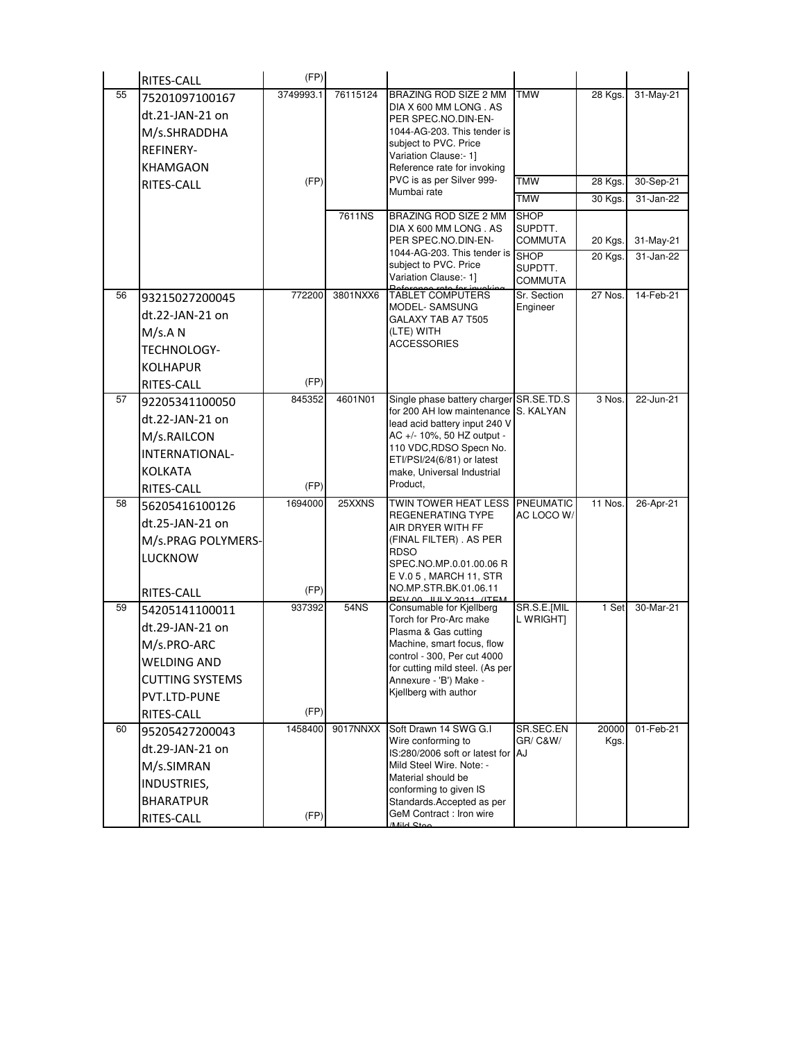| | | | | | | | |
|---|---|---|---|---|---|---|---|
| | RITES-CALL | (FP) | | | | | |
| 55 | 75201097100167 dt.21-JAN-21 on M/s.SHRADDHA REFINERY-KHAMGAON RITES-CALL | 3749993.1 (FP) | 76115124 | BRAZING ROD SIZE 2 MM DIA X 600 MM LONG . AS PER SPEC.NO.DIN-EN-1044-AG-203. This tender is subject to PVC. Price Variation Clause:- 1] Reference rate for invoking PVC is as per Silver 999- Mumbai rate | TMW | 28 Kgs. | 31-May-21 |
| | | | | | TMW | 28 Kgs. | 30-Sep-21 |
| | | | | | TMW | 30 Kgs. | 31-Jan-22 |
| | | | 7611NS | BRAZING ROD SIZE 2 MM DIA X 600 MM LONG . AS PER SPEC.NO.DIN-EN-1044-AG-203. This tender is subject to PVC. Price Variation Clause:- 1] Reference rate for invoking | SHOP SUPDTT. COMMUTA | 20 Kgs. | 31-May-21 |
| | | | | | SHOP SUPDTT. COMMUTA | 20 Kgs. | 31-Jan-22 |
| 56 | 93215027200045 dt.22-JAN-21 on M/s.A N TECHNOLOGY-KOLHAPUR RITES-CALL | 772200 (FP) | 3801NXX6 | TABLET COMPUTERS MODEL- SAMSUNG GALAXY TAB A7 T505 (LTE) WITH ACCESSORIES | Sr. Section Engineer | 27 Nos. | 14-Feb-21 |
| 57 | 92205341100050 dt.22-JAN-21 on M/s.RAILCON INTERNATIONAL-KOLKATA RITES-CALL | 845352 (FP) | 4601N01 | Single phase battery charger for 200 AH low maintenance lead acid battery input 240 V AC +/- 10%, 50 HZ output - 110 VDC,RDSO Specn No. ETI/PSI/24(6/81) or latest make, Universal Industrial Product, | SR.SE.TD.S S. KALYAN | 3 Nos. | 22-Jun-21 |
| 58 | 56205416100126 dt.25-JAN-21 on M/s.PRAG POLYMERS-LUCKNOW RITES-CALL | 1694000 (FP) | 25XXNS | TWIN TOWER HEAT LESS REGENERATING TYPE AIR DRYER WITH FF (FINAL FILTER) . AS PER RDSO SPEC.NO.MP.0.01.00.06 R E V.0 5 , MARCH 11, STR NO.MP.STR.BK.01.06.11 REV.00, JULY 2011 (ITEM | PNEUMATIC AC LOCO W/ | 11 Nos. | 26-Apr-21 |
| 59 | 54205141100011 dt.29-JAN-21 on M/s.PRO-ARC WELDING AND CUTTING SYSTEMS PVT.LTD-PUNE RITES-CALL | 937392 (FP) | 54NS | Consumable for Kjellberg Torch for Pro-Arc make Plasma & Gas cutting Machine, smart focus, flow control - 300, Per cut 4000 for cutting mild steel. (As per Annexure - 'B') Make - Kjellberg with author | SR.S.E.[MIL L WRIGHT] | 1 Set | 30-Mar-21 |
| 60 | 95205427200043 dt.29-JAN-21 on M/s.SIMRAN INDUSTRIES, BHARATPUR RITES-CALL | 1458400 (FP) | 9017NNXX | Soft Drawn 14 SWG G.I Wire conforming to IS:280/2006 soft or latest for Mild Steel Wire. Note: - Material should be conforming to given IS Standards.Accepted as per GeM Contract : Iron wire (Mild Stee | SR.SEC.EN GR/ C&W/ AJ | 20000 Kgs. | 01-Feb-21 |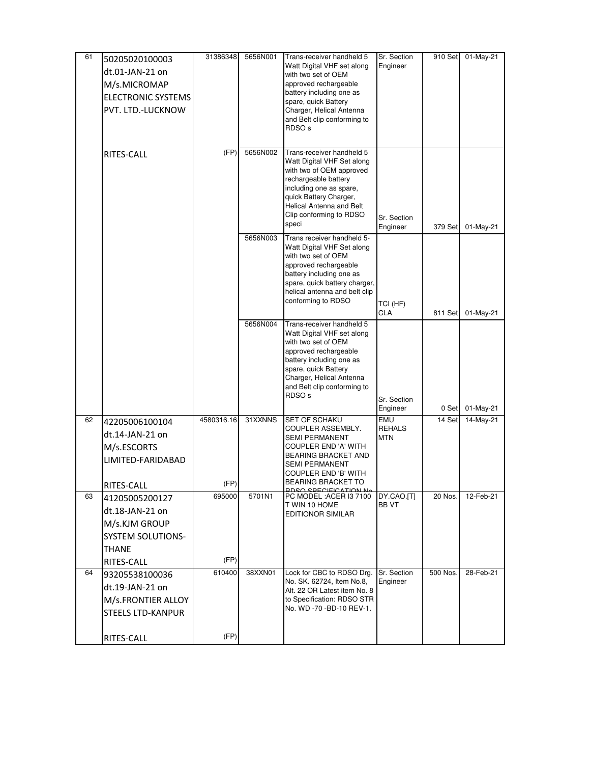| 61 | 50205020100003 dt.01-JAN-21 on M/s.MICROMAP ELECTRONIC SYSTEMS PVT. LTD.-LUCKNOW | 31386348 | 5656N001 | Trans-receiver handheld 5 Watt Digital VHF set along with two set of OEM approved rechargeable battery including one as spare, quick Battery Charger, Helical Antenna and Belt clip conforming to RDSO s | Sr. Section Engineer | 910 Set | 01-May-21 |
|---|---|---|---|---|---|---|---|
| | RITES-CALL | (FP) | 5656N002 | Trans-receiver handheld 5 Watt Digital VHF Set along with two of OEM approved rechargeable battery including one as spare, quick Battery Charger, Helical Antenna and Belt Clip conforming to RDSO speci | Sr. Section Engineer | 379 Set | 01-May-21 |
| | | | 5656N003 | Trans receiver handheld 5-Watt Digital VHF Set along with two set of OEM approved rechargeable battery including one as spare, quick battery charger, helical antenna and belt clip conforming to RDSO | TCI (HF) CLA | 811 Set | 01-May-21 |
| | | | 5656N004 | Trans-receiver handheld 5 Watt Digital VHF set along with two set of OEM approved rechargeable battery including one as spare, quick Battery Charger, Helical Antenna and Belt clip conforming to RDSO s | Sr. Section Engineer | 0 Set | 01-May-21 |
| 62 | 42205006100104 dt.14-JAN-21 on M/s.ESCORTS LIMITED-FARIDABAD RITES-CALL | 4580316.16 (FP) | 31XXNNS | SET OF SCHAKU COUPLER ASSEMBLY. SEMI PERMANENT COUPLER END 'A' WITH BEARING BRACKET AND SEMI PERMANENT COUPLER END 'B' WITH BEARING BRACKET TO RDSO SPECIFICATION No | EMU REHALS MTN | 14 Set | 14-May-21 |
| 63 | 41205005200127 dt.18-JAN-21 on M/s.KJM GROUP SYSTEM SOLUTIONS-THANE RITES-CALL | 695000 (FP) | 5701N1 | PC MODEL :ACER I3 7100 T WIN 10 HOME EDITIONOR SIMILAR | DY.CAO.[T] BB VT | 20 Nos. | 12-Feb-21 |
| 64 | 93205538100036 dt.19-JAN-21 on M/s.FRONTIER ALLOY STEELS LTD-KANPUR RITES-CALL | 610400 (FP) | 38XXN01 | Lock for CBC to RDSO Drg. No. SK. 62724, Item No.8, Alt. 22 OR Latest item No. 8 to Specification: RDSO STR No. WD -70 -BD-10 REV-1. | Sr. Section Engineer | 500 Nos. | 28-Feb-21 |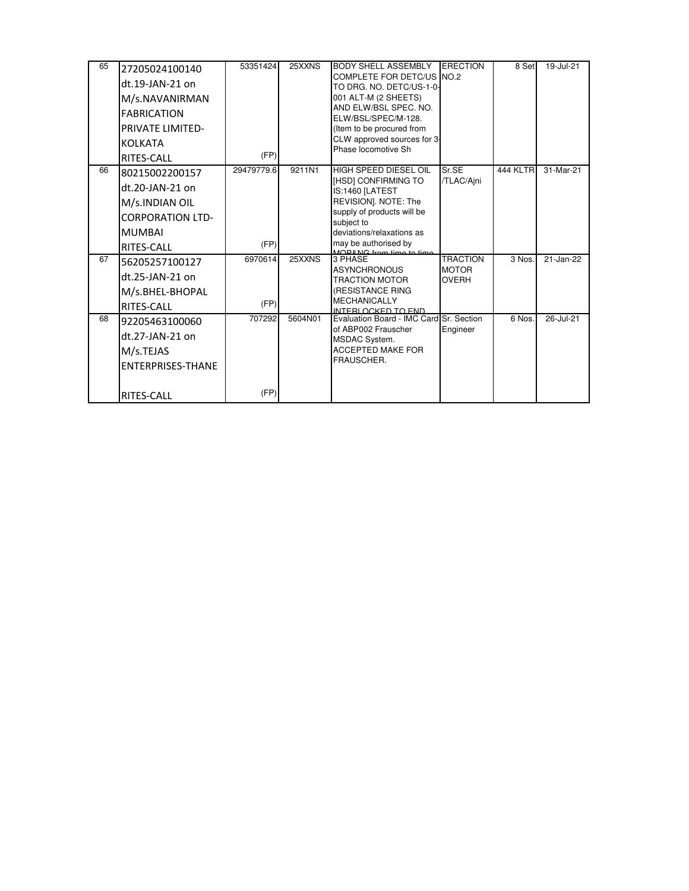| | | | | | | | |
|---|---|---|---|---|---|---|---|
| 65 | 27205024100140 dt.19-JAN-21 on M/s.NAVANIRMAN FABRICATION PRIVATE LIMITED-KOLKATA RITES-CALL | 53351424 (FP) | 25XXNS | BODY SHELL ASSEMBLY COMPLETE FOR DETC/US TO DRG. NO. DETC/US-1-0-001 ALT-M (2 SHEETS) AND ELW/BSL SPEC. NO. ELW/BSL/SPEC/M-128. (Item to be procured from CLW approved sources for 3-Phase locomotive Sh | ERECTION NO.2 | 8 Set | 19-Jul-21 |
| 66 | 80215002200157 dt.20-JAN-21 on M/s.INDIAN OIL CORPORATION LTD-MUMBAI RITES-CALL | 29479779.6 (FP) | 9211N1 | HIGH SPEED DIESEL OIL [HSD] CONFIRMING TO IS:1460 [LATEST REVISION]. NOTE: The supply of products will be subject to deviations/relaxations as may be authorised by MOP&NG from time to time | Sr.SE /TLAC/Ajni | 444 KLTR | 31-Mar-21 |
| 67 | 56205257100127 dt.25-JAN-21 on M/s.BHEL-BHOPAL RITES-CALL | 6970614 (FP) | 25XXNS | 3 PHASE ASYNCHRONOUS TRACTION MOTOR (RESISTANCE RING MECHANICALLY INTERLOCKED TO END | TRACTION MOTOR OVERH | 3 Nos. | 21-Jan-22 |
| 68 | 92205463100060 dt.27-JAN-21 on M/s.TEJAS ENTERPRISES-THANE RITES-CALL | 707292 (FP) | 5604N01 | Evaluation Board - IMC Card of ABP002 Frauscher MSDAC System. ACCEPTED MAKE FOR FRAUSCHER. | Sr. Section Engineer | 6 Nos. | 26-Jul-21 |